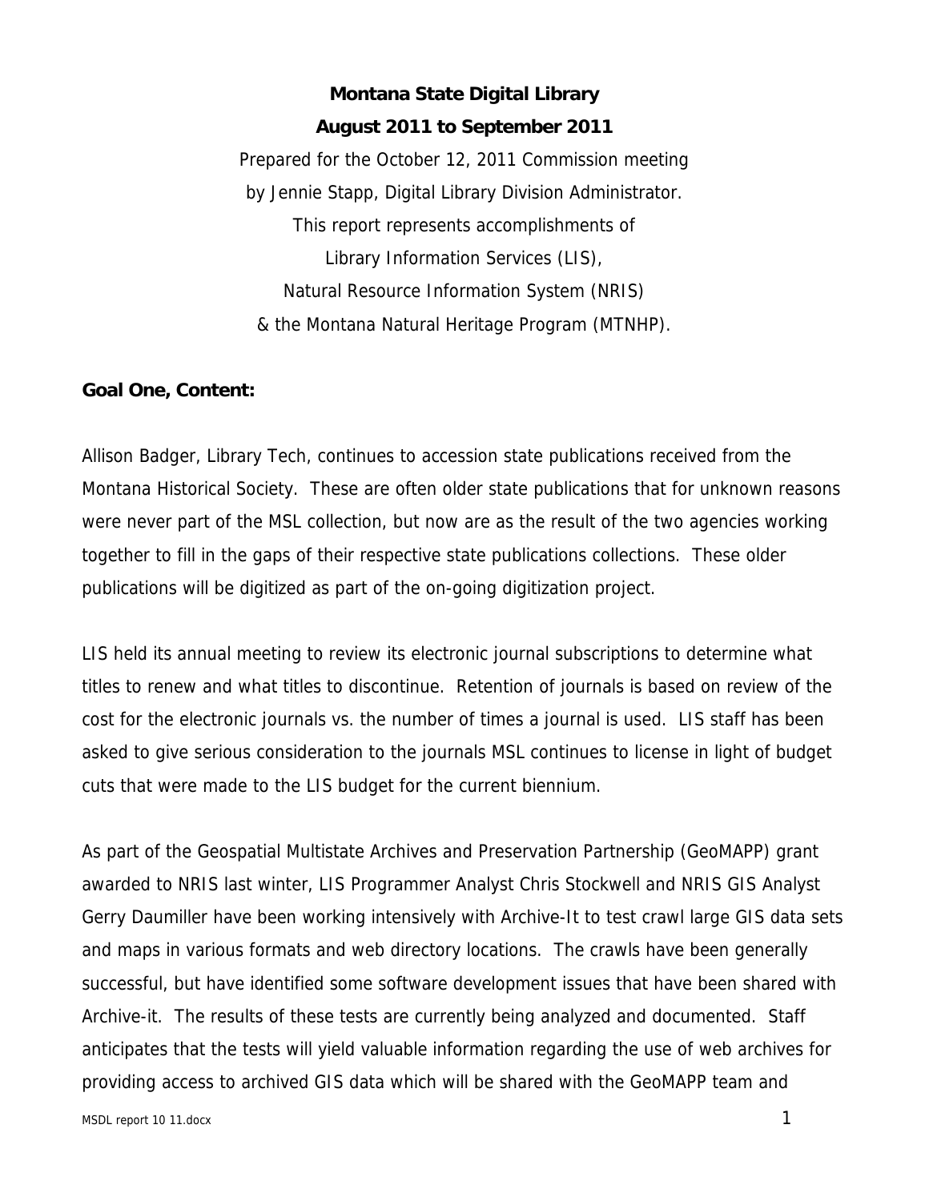**Montana State Digital Library**

**August 2011 to September 2011**

Prepared for the October 12, 2011 Commission meeting
by Jennie Stapp, Digital Library Division Administrator.
This report represents accomplishments of
Library Information Services (LIS),
Natural Resource Information System (NRIS)
& the Montana Natural Heritage Program (MTNHP).

**Goal One, Content:**

Allison Badger, Library Tech, continues to accession state publications received from the Montana Historical Society. These are often older state publications that for unknown reasons were never part of the MSL collection, but now are as the result of the two agencies working together to fill in the gaps of their respective state publications collections. These older publications will be digitized as part of the on-going digitization project.

LIS held its annual meeting to review its electronic journal subscriptions to determine what titles to renew and what titles to discontinue. Retention of journals is based on review of the cost for the electronic journals vs. the number of times a journal is used. LIS staff has been asked to give serious consideration to the journals MSL continues to license in light of budget cuts that were made to the LIS budget for the current biennium.

As part of the Geospatial Multistate Archives and Preservation Partnership (GeoMAPP) grant awarded to NRIS last winter, LIS Programmer Analyst Chris Stockwell and NRIS GIS Analyst Gerry Daumiller have been working intensively with Archive-It to test crawl large GIS data sets and maps in various formats and web directory locations. The crawls have been generally successful, but have identified some software development issues that have been shared with Archive-it. The results of these tests are currently being analyzed and documented. Staff anticipates that the tests will yield valuable information regarding the use of web archives for providing access to archived GIS data which will be shared with the GeoMAPP team and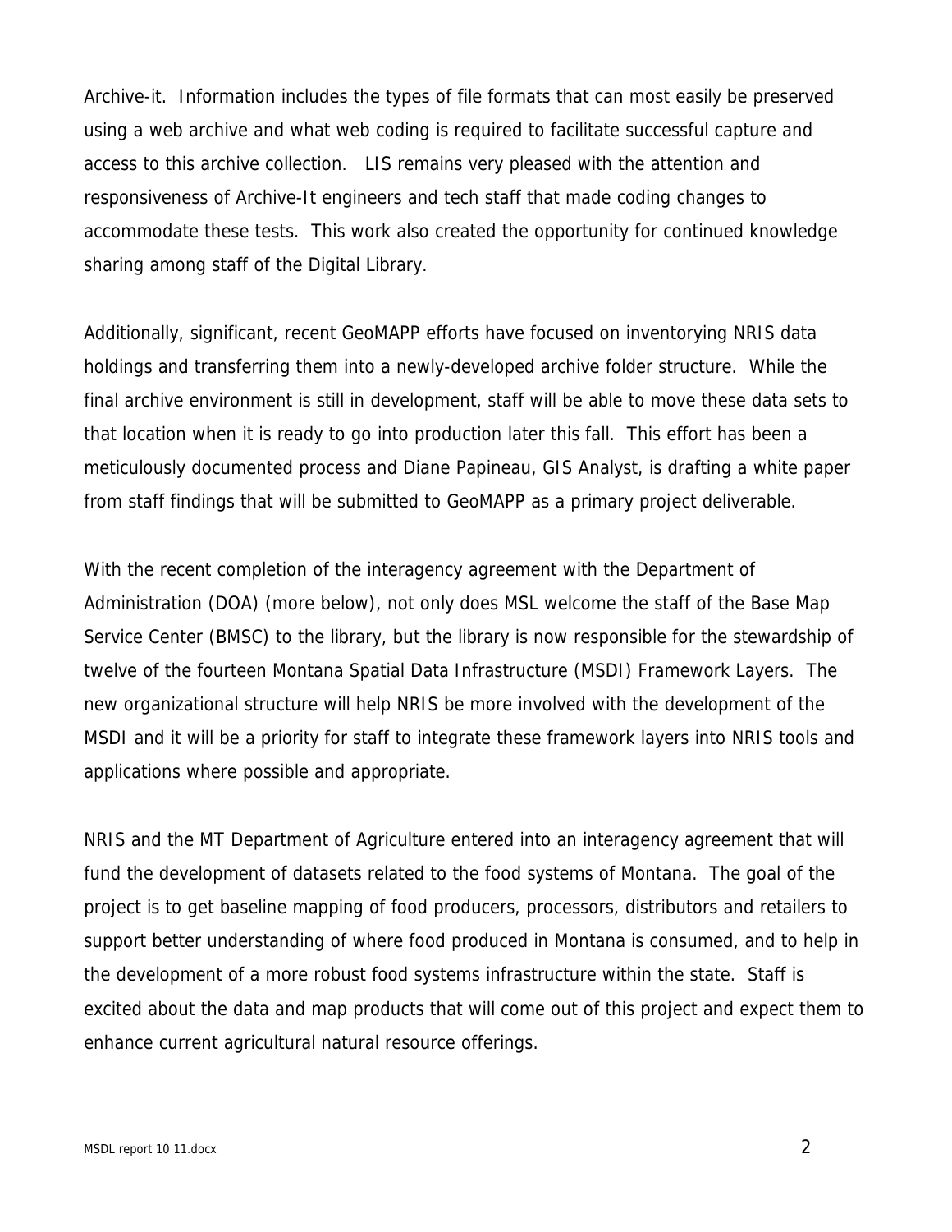Archive-it. Information includes the types of file formats that can most easily be preserved using a web archive and what web coding is required to facilitate successful capture and access to this archive collection. LIS remains very pleased with the attention and responsiveness of Archive-It engineers and tech staff that made coding changes to accommodate these tests. This work also created the opportunity for continued knowledge sharing among staff of the Digital Library.

Additionally, significant, recent GeoMAPP efforts have focused on inventorying NRIS data holdings and transferring them into a newly-developed archive folder structure. While the final archive environment is still in development, staff will be able to move these data sets to that location when it is ready to go into production later this fall. This effort has been a meticulously documented process and Diane Papineau, GIS Analyst, is drafting a white paper from staff findings that will be submitted to GeoMAPP as a primary project deliverable.

With the recent completion of the interagency agreement with the Department of Administration (DOA) (more below), not only does MSL welcome the staff of the Base Map Service Center (BMSC) to the library, but the library is now responsible for the stewardship of twelve of the fourteen Montana Spatial Data Infrastructure (MSDI) Framework Layers. The new organizational structure will help NRIS be more involved with the development of the MSDI and it will be a priority for staff to integrate these framework layers into NRIS tools and applications where possible and appropriate.

NRIS and the MT Department of Agriculture entered into an interagency agreement that will fund the development of datasets related to the food systems of Montana. The goal of the project is to get baseline mapping of food producers, processors, distributors and retailers to support better understanding of where food produced in Montana is consumed, and to help in the development of a more robust food systems infrastructure within the state. Staff is excited about the data and map products that will come out of this project and expect them to enhance current agricultural natural resource offerings.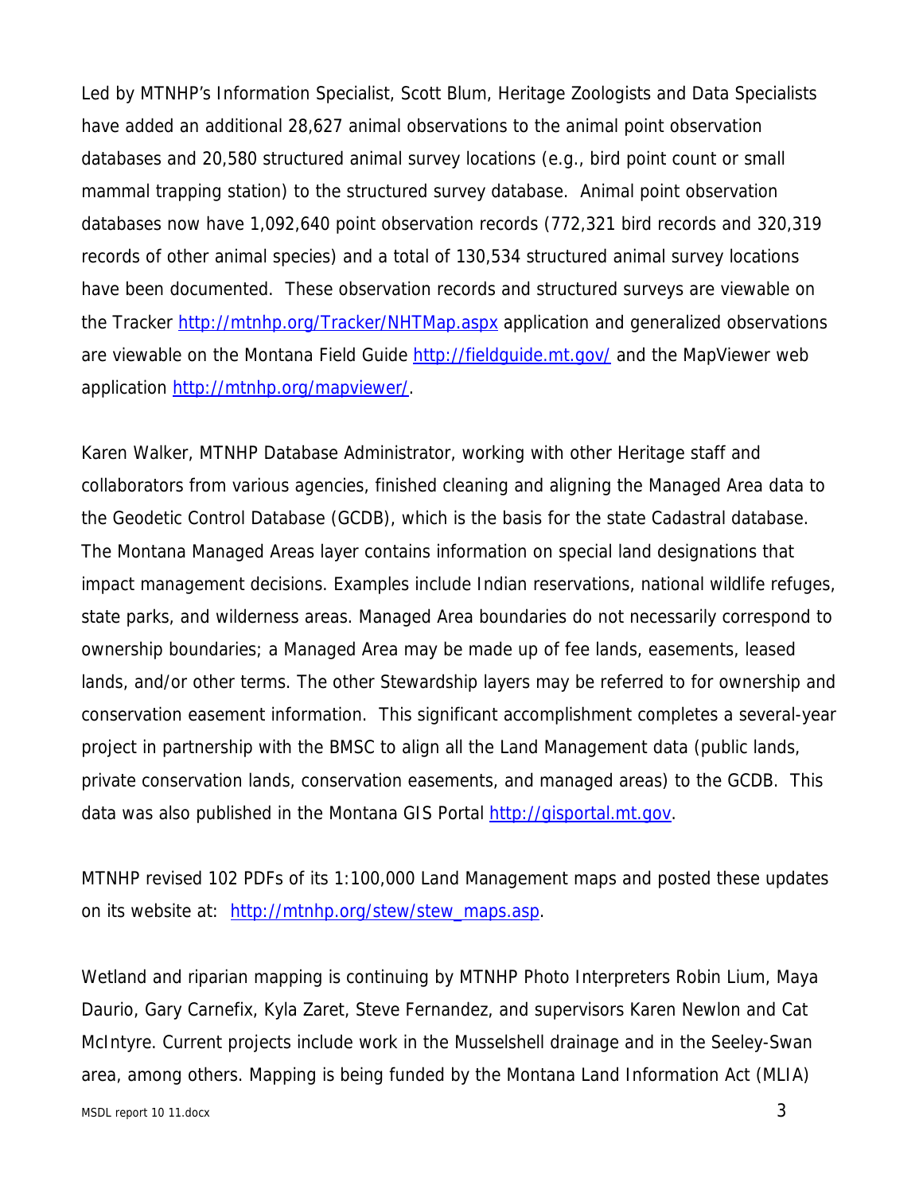Led by MTNHP's Information Specialist, Scott Blum, Heritage Zoologists and Data Specialists have added an additional 28,627 animal observations to the animal point observation databases and 20,580 structured animal survey locations (e.g., bird point count or small mammal trapping station) to the structured survey database. Animal point observation databases now have 1,092,640 point observation records (772,321 bird records and 320,319 records of other animal species) and a total of 130,534 structured animal survey locations have been documented. These observation records and structured surveys are viewable on the Tracker http://mtnhp.org/Tracker/NHTMap.aspx application and generalized observations are viewable on the Montana Field Guide http://fieldguide.mt.gov/ and the MapViewer web application http://mtnhp.org/mapviewer/.

Karen Walker, MTNHP Database Administrator, working with other Heritage staff and collaborators from various agencies, finished cleaning and aligning the Managed Area data to the Geodetic Control Database (GCDB), which is the basis for the state Cadastral database. The Montana Managed Areas layer contains information on special land designations that impact management decisions. Examples include Indian reservations, national wildlife refuges, state parks, and wilderness areas. Managed Area boundaries do not necessarily correspond to ownership boundaries; a Managed Area may be made up of fee lands, easements, leased lands, and/or other terms. The other Stewardship layers may be referred to for ownership and conservation easement information. This significant accomplishment completes a several-year project in partnership with the BMSC to align all the Land Management data (public lands, private conservation lands, conservation easements, and managed areas) to the GCDB. This data was also published in the Montana GIS Portal http://gisportal.mt.gov.

MTNHP revised 102 PDFs of its 1:100,000 Land Management maps and posted these updates on its website at: http://mtnhp.org/stew/stew_maps.asp.

Wetland and riparian mapping is continuing by MTNHP Photo Interpreters Robin Lium, Maya Daurio, Gary Carnefix, Kyla Zaret, Steve Fernandez, and supervisors Karen Newlon and Cat McIntyre. Current projects include work in the Musselshell drainage and in the Seeley-Swan area, among others. Mapping is being funded by the Montana Land Information Act (MLIA)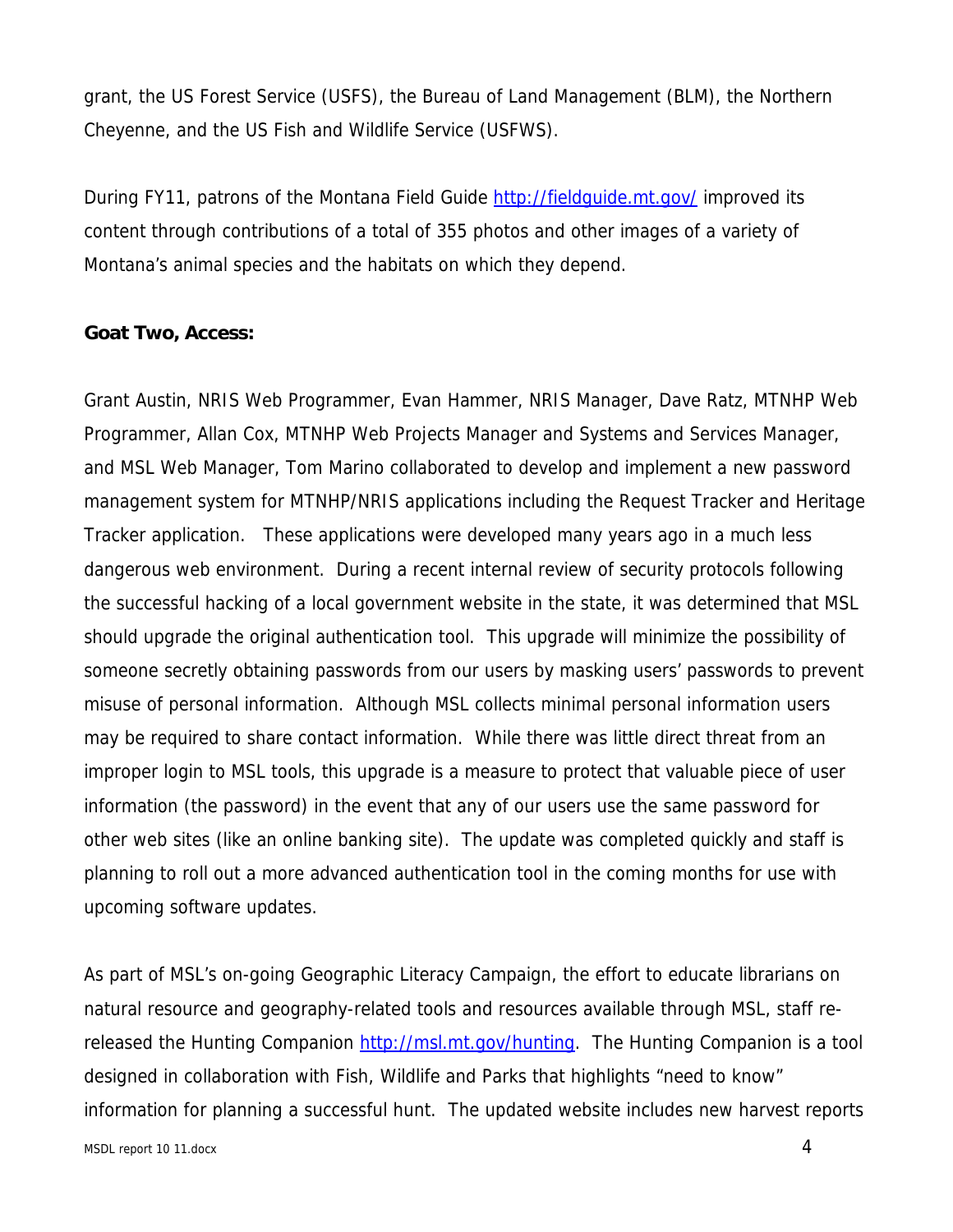grant, the US Forest Service (USFS), the Bureau of Land Management (BLM), the Northern Cheyenne, and the US Fish and Wildlife Service (USFWS).

During FY11, patrons of the Montana Field Guide http://fieldguide.mt.gov/ improved its content through contributions of a total of 355 photos and other images of a variety of Montana's animal species and the habitats on which they depend.

**Goat Two, Access:**

Grant Austin, NRIS Web Programmer, Evan Hammer, NRIS Manager, Dave Ratz, MTNHP Web Programmer, Allan Cox, MTNHP Web Projects Manager and Systems and Services Manager, and MSL Web Manager, Tom Marino collaborated to develop and implement a new password management system for MTNHP/NRIS applications including the Request Tracker and Heritage Tracker application. These applications were developed many years ago in a much less dangerous web environment. During a recent internal review of security protocols following the successful hacking of a local government website in the state, it was determined that MSL should upgrade the original authentication tool. This upgrade will minimize the possibility of someone secretly obtaining passwords from our users by masking users' passwords to prevent misuse of personal information. Although MSL collects minimal personal information users may be required to share contact information. While there was little direct threat from an improper login to MSL tools, this upgrade is a measure to protect that valuable piece of user information (the password) in the event that any of our users use the same password for other web sites (like an online banking site). The update was completed quickly and staff is planning to roll out a more advanced authentication tool in the coming months for use with upcoming software updates.

As part of MSL's on-going Geographic Literacy Campaign, the effort to educate librarians on natural resource and geography-related tools and resources available through MSL, staff re-released the Hunting Companion http://msl.mt.gov/hunting. The Hunting Companion is a tool designed in collaboration with Fish, Wildlife and Parks that highlights "need to know" information for planning a successful hunt. The updated website includes new harvest reports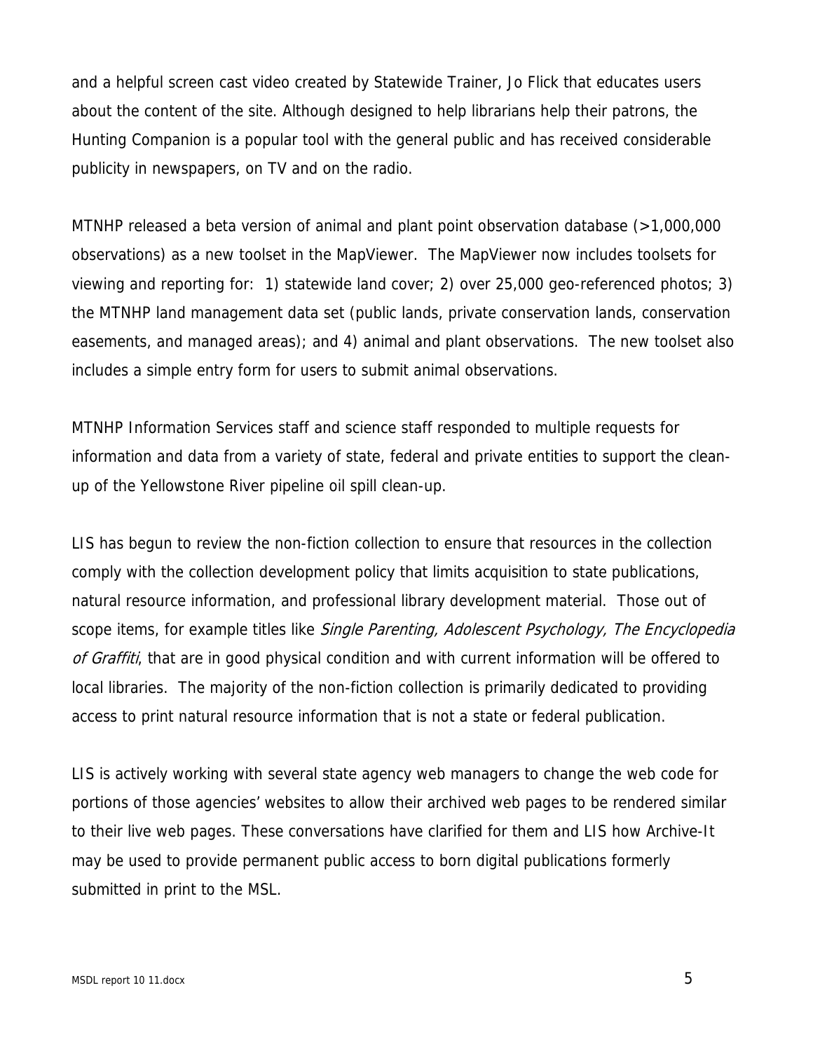and a helpful screen cast video created by Statewide Trainer, Jo Flick that educates users about the content of the site. Although designed to help librarians help their patrons, the Hunting Companion is a popular tool with the general public and has received considerable publicity in newspapers, on TV and on the radio.

MTNHP released a beta version of animal and plant point observation database (>1,000,000 observations) as a new toolset in the MapViewer. The MapViewer now includes toolsets for viewing and reporting for: 1) statewide land cover; 2) over 25,000 geo-referenced photos; 3) the MTNHP land management data set (public lands, private conservation lands, conservation easements, and managed areas); and 4) animal and plant observations. The new toolset also includes a simple entry form for users to submit animal observations.

MTNHP Information Services staff and science staff responded to multiple requests for information and data from a variety of state, federal and private entities to support the clean-up of the Yellowstone River pipeline oil spill clean-up.

LIS has begun to review the non-fiction collection to ensure that resources in the collection comply with the collection development policy that limits acquisition to state publications, natural resource information, and professional library development material. Those out of scope items, for example titles like *Single Parenting, Adolescent Psychology, The Encyclopedia of Graffiti*, that are in good physical condition and with current information will be offered to local libraries. The majority of the non-fiction collection is primarily dedicated to providing access to print natural resource information that is not a state or federal publication.

LIS is actively working with several state agency web managers to change the web code for portions of those agencies' websites to allow their archived web pages to be rendered similar to their live web pages. These conversations have clarified for them and LIS how Archive-It may be used to provide permanent public access to born digital publications formerly submitted in print to the MSL.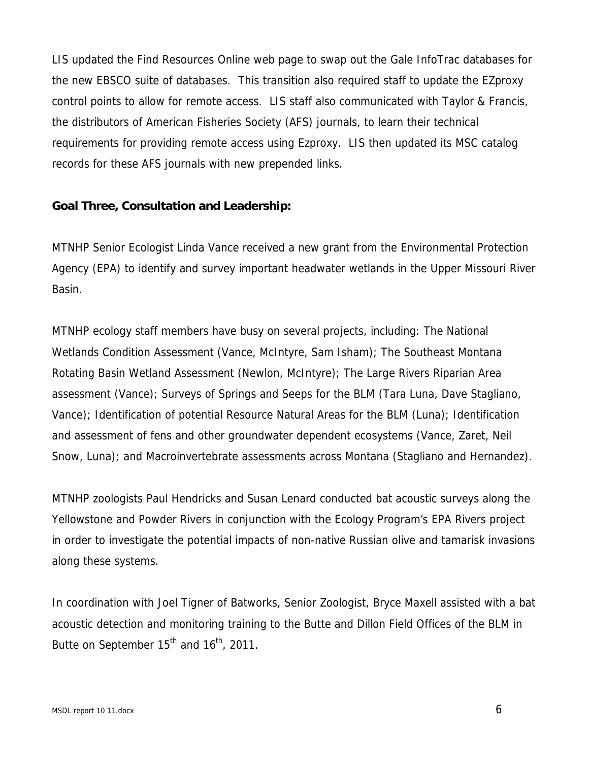LIS updated the Find Resources Online web page to swap out the Gale InfoTrac databases for the new EBSCO suite of databases. This transition also required staff to update the EZproxy control points to allow for remote access. LIS staff also communicated with Taylor & Francis, the distributors of American Fisheries Society (AFS) journals, to learn their technical requirements for providing remote access using Ezproxy. LIS then updated its MSC catalog records for these AFS journals with new prepended links.

**Goal Three, Consultation and Leadership:**

MTNHP Senior Ecologist Linda Vance received a new grant from the Environmental Protection Agency (EPA) to identify and survey important headwater wetlands in the Upper Missouri River Basin.

MTNHP ecology staff members have busy on several projects, including: The National Wetlands Condition Assessment (Vance, McIntyre, Sam Isham); The Southeast Montana Rotating Basin Wetland Assessment (Newlon, McIntyre); The Large Rivers Riparian Area assessment (Vance); Surveys of Springs and Seeps for the BLM (Tara Luna, Dave Stagliano, Vance); Identification of potential Resource Natural Areas for the BLM (Luna); Identification and assessment of fens and other groundwater dependent ecosystems (Vance, Zaret, Neil Snow, Luna); and Macroinvertebrate assessments across Montana (Stagliano and Hernandez).

MTNHP zoologists Paul Hendricks and Susan Lenard conducted bat acoustic surveys along the Yellowstone and Powder Rivers in conjunction with the Ecology Program's EPA Rivers project in order to investigate the potential impacts of non-native Russian olive and tamarisk invasions along these systems.

In coordination with Joel Tigner of Batworks, Senior Zoologist, Bryce Maxell assisted with a bat acoustic detection and monitoring training to the Butte and Dillon Field Offices of the BLM in Butte on September 15th and 16th, 2011.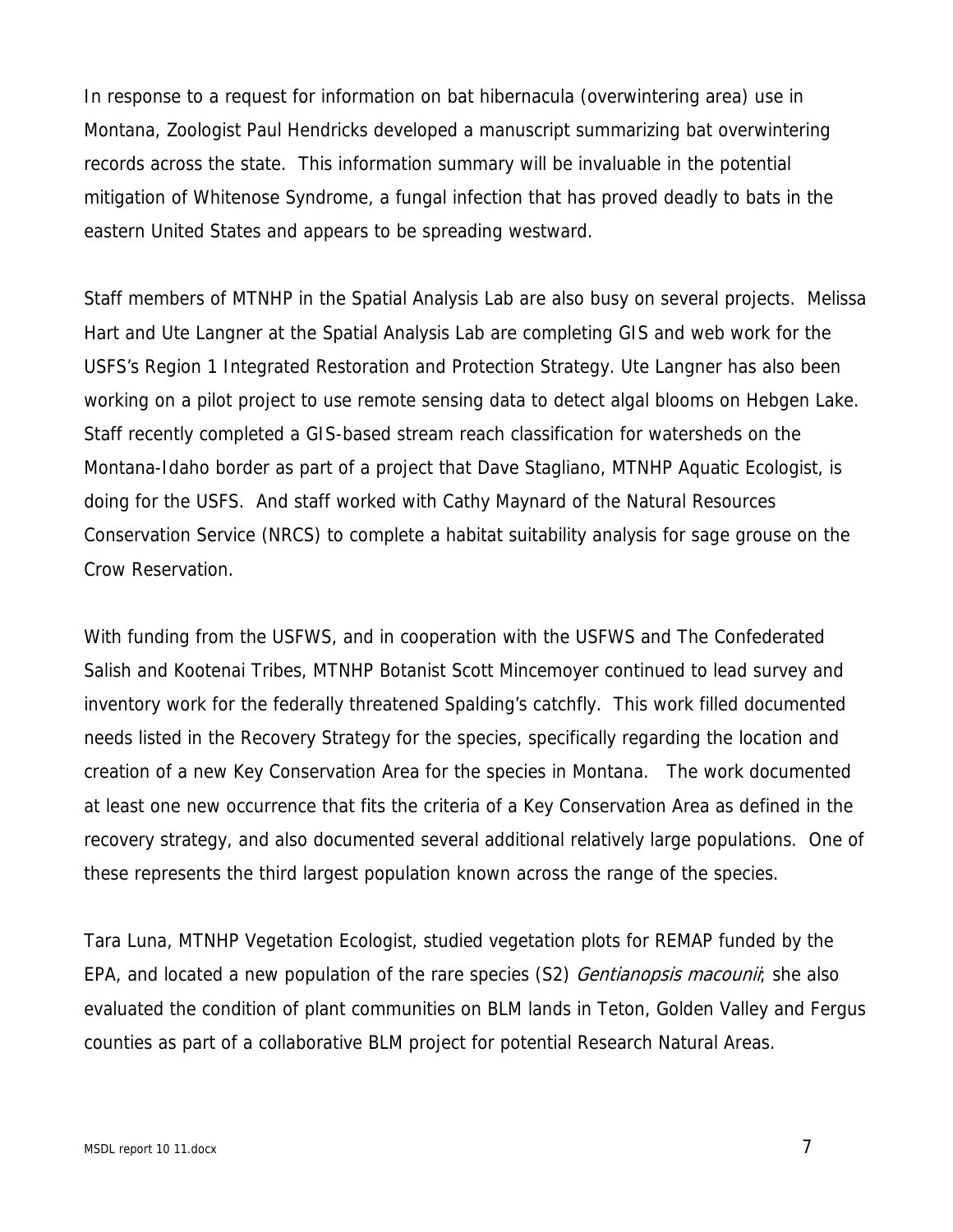In response to a request for information on bat hibernacula (overwintering area) use in Montana, Zoologist Paul Hendricks developed a manuscript summarizing bat overwintering records across the state. This information summary will be invaluable in the potential mitigation of Whitenose Syndrome, a fungal infection that has proved deadly to bats in the eastern United States and appears to be spreading westward.

Staff members of MTNHP in the Spatial Analysis Lab are also busy on several projects. Melissa Hart and Ute Langner at the Spatial Analysis Lab are completing GIS and web work for the USFS's Region 1 Integrated Restoration and Protection Strategy. Ute Langner has also been working on a pilot project to use remote sensing data to detect algal blooms on Hebgen Lake. Staff recently completed a GIS-based stream reach classification for watersheds on the Montana-Idaho border as part of a project that Dave Stagliano, MTNHP Aquatic Ecologist, is doing for the USFS. And staff worked with Cathy Maynard of the Natural Resources Conservation Service (NRCS) to complete a habitat suitability analysis for sage grouse on the Crow Reservation.

With funding from the USFWS, and in cooperation with the USFWS and The Confederated Salish and Kootenai Tribes, MTNHP Botanist Scott Mincemoyer continued to lead survey and inventory work for the federally threatened Spalding's catchfly. This work filled documented needs listed in the Recovery Strategy for the species, specifically regarding the location and creation of a new Key Conservation Area for the species in Montana. The work documented at least one new occurrence that fits the criteria of a Key Conservation Area as defined in the recovery strategy, and also documented several additional relatively large populations. One of these represents the third largest population known across the range of the species.

Tara Luna, MTNHP Vegetation Ecologist, studied vegetation plots for REMAP funded by the EPA, and located a new population of the rare species (S2) *Gentianopsis macounii*; she also evaluated the condition of plant communities on BLM lands in Teton, Golden Valley and Fergus counties as part of a collaborative BLM project for potential Research Natural Areas.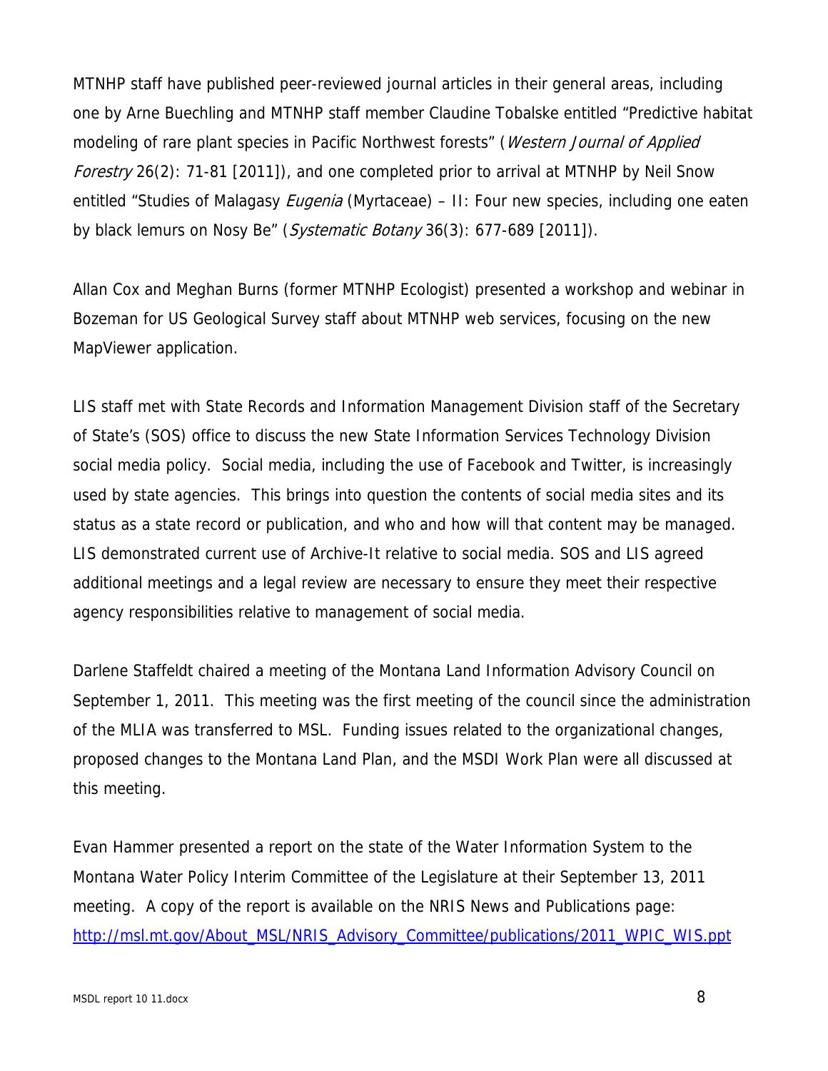MTNHP staff have published peer-reviewed journal articles in their general areas, including one by Arne Buechling and MTNHP staff member Claudine Tobalske entitled "Predictive habitat modeling of rare plant species in Pacific Northwest forests" (*Western Journal of Applied Forestry* 26(2): 71-81 [2011]), and one completed prior to arrival at MTNHP by Neil Snow entitled "Studies of Malagasy *Eugenia* (Myrtaceae) – II: Four new species, including one eaten by black lemurs on Nosy Be" (*Systematic Botany* 36(3): 677-689 [2011]).

Allan Cox and Meghan Burns (former MTNHP Ecologist) presented a workshop and webinar in Bozeman for US Geological Survey staff about MTNHP web services, focusing on the new MapViewer application.

LIS staff met with State Records and Information Management Division staff of the Secretary of State's (SOS) office to discuss the new State Information Services Technology Division social media policy. Social media, including the use of Facebook and Twitter, is increasingly used by state agencies. This brings into question the contents of social media sites and its status as a state record or publication, and who and how will that content may be managed. LIS demonstrated current use of Archive-It relative to social media. SOS and LIS agreed additional meetings and a legal review are necessary to ensure they meet their respective agency responsibilities relative to management of social media.

Darlene Staffeldt chaired a meeting of the Montana Land Information Advisory Council on September 1, 2011. This meeting was the first meeting of the council since the administration of the MLIA was transferred to MSL. Funding issues related to the organizational changes, proposed changes to the Montana Land Plan, and the MSDI Work Plan were all discussed at this meeting.

Evan Hammer presented a report on the state of the Water Information System to the Montana Water Policy Interim Committee of the Legislature at their September 13, 2011 meeting. A copy of the report is available on the NRIS News and Publications page: [http://msl.mt.gov/About_MSL/NRIS_Advisory_Committee/publications/2011_WPIC_WIS.ppt](http://msl.mt.gov/About_MSL/NRIS_Advisory_Committee/publications/2011_WPIC_WIS.ppt)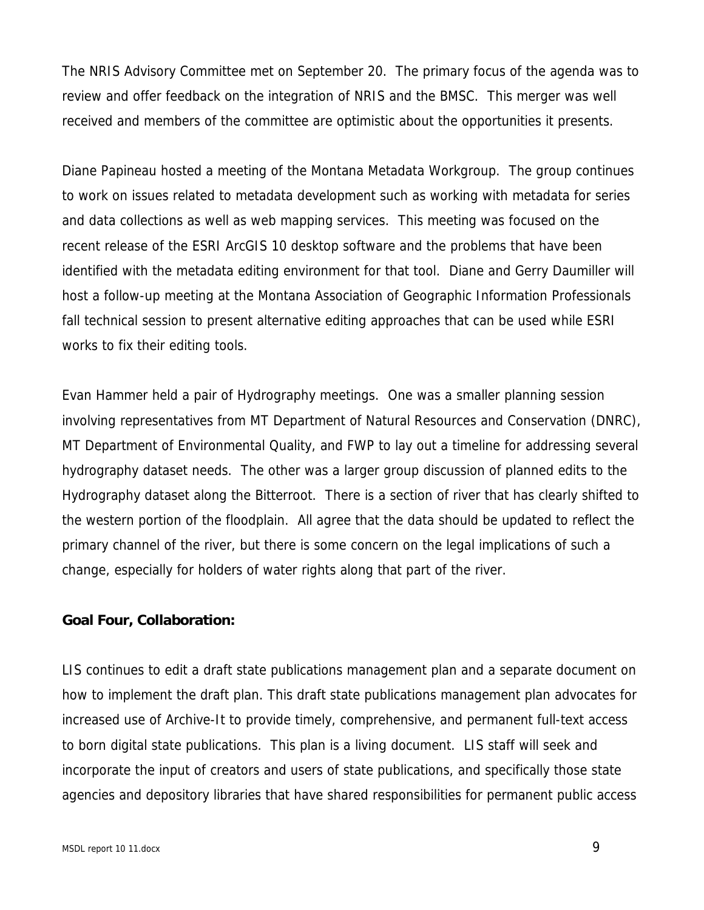The NRIS Advisory Committee met on September 20. The primary focus of the agenda was to review and offer feedback on the integration of NRIS and the BMSC. This merger was well received and members of the committee are optimistic about the opportunities it presents.

Diane Papineau hosted a meeting of the Montana Metadata Workgroup. The group continues to work on issues related to metadata development such as working with metadata for series and data collections as well as web mapping services. This meeting was focused on the recent release of the ESRI ArcGIS 10 desktop software and the problems that have been identified with the metadata editing environment for that tool. Diane and Gerry Daumiller will host a follow-up meeting at the Montana Association of Geographic Information Professionals fall technical session to present alternative editing approaches that can be used while ESRI works to fix their editing tools.

Evan Hammer held a pair of Hydrography meetings. One was a smaller planning session involving representatives from MT Department of Natural Resources and Conservation (DNRC), MT Department of Environmental Quality, and FWP to lay out a timeline for addressing several hydrography dataset needs. The other was a larger group discussion of planned edits to the Hydrography dataset along the Bitterroot. There is a section of river that has clearly shifted to the western portion of the floodplain. All agree that the data should be updated to reflect the primary channel of the river, but there is some concern on the legal implications of such a change, especially for holders of water rights along that part of the river.

**Goal Four, Collaboration:**

LIS continues to edit a draft state publications management plan and a separate document on how to implement the draft plan. This draft state publications management plan advocates for increased use of Archive-It to provide timely, comprehensive, and permanent full-text access to born digital state publications. This plan is a living document. LIS staff will seek and incorporate the input of creators and users of state publications, and specifically those state agencies and depository libraries that have shared responsibilities for permanent public access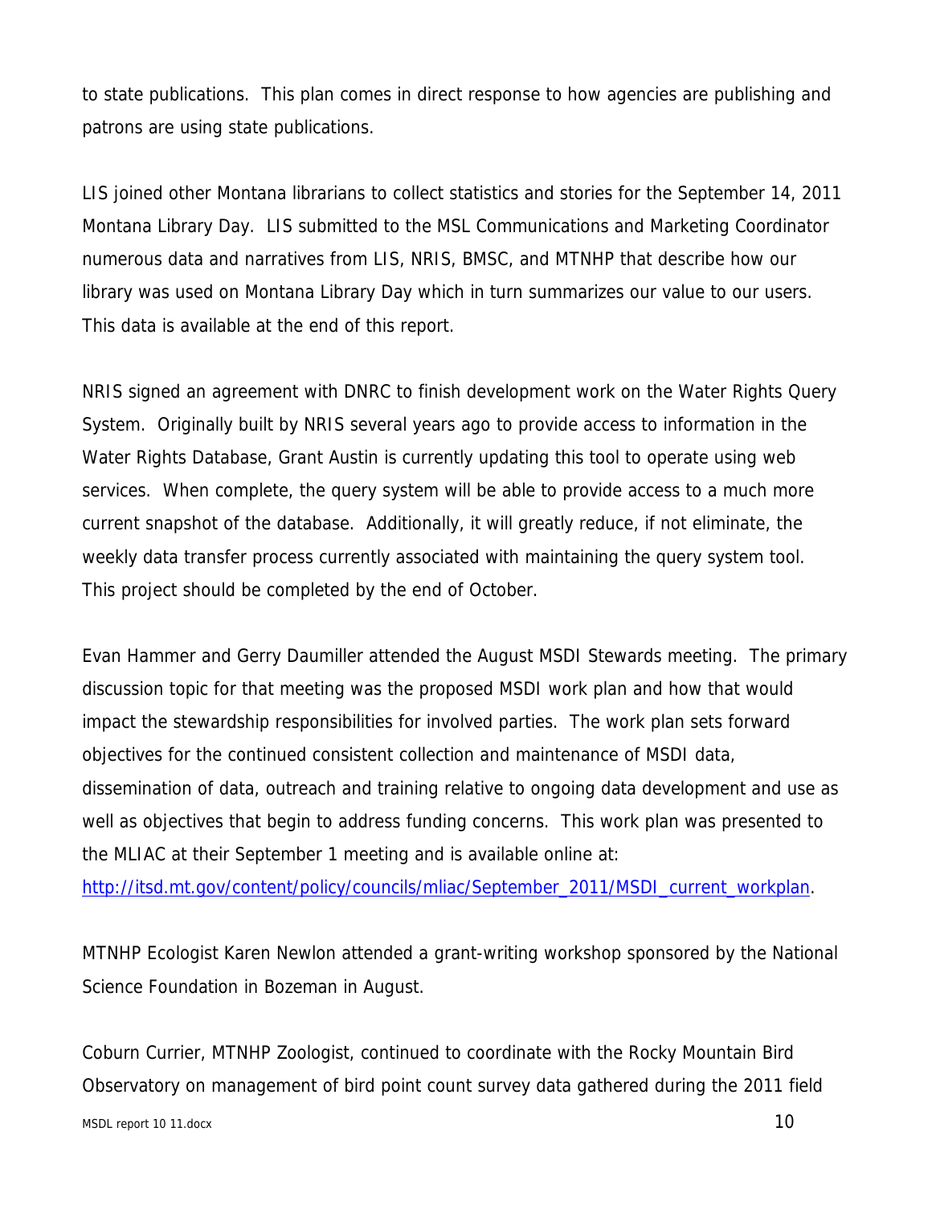to state publications. This plan comes in direct response to how agencies are publishing and patrons are using state publications.

LIS joined other Montana librarians to collect statistics and stories for the September 14, 2011 Montana Library Day. LIS submitted to the MSL Communications and Marketing Coordinator numerous data and narratives from LIS, NRIS, BMSC, and MTNHP that describe how our library was used on Montana Library Day which in turn summarizes our value to our users. This data is available at the end of this report.

NRIS signed an agreement with DNRC to finish development work on the Water Rights Query System. Originally built by NRIS several years ago to provide access to information in the Water Rights Database, Grant Austin is currently updating this tool to operate using web services. When complete, the query system will be able to provide access to a much more current snapshot of the database. Additionally, it will greatly reduce, if not eliminate, the weekly data transfer process currently associated with maintaining the query system tool. This project should be completed by the end of October.

Evan Hammer and Gerry Daumiller attended the August MSDI Stewards meeting. The primary discussion topic for that meeting was the proposed MSDI work plan and how that would impact the stewardship responsibilities for involved parties. The work plan sets forward objectives for the continued consistent collection and maintenance of MSDI data, dissemination of data, outreach and training relative to ongoing data development and use as well as objectives that begin to address funding concerns. This work plan was presented to the MLIAC at their September 1 meeting and is available online at: [http://itsd.mt.gov/content/policy/councils/mliac/September_2011/MSDI_current_workplan](http://itsd.mt.gov/content/policy/councils/mliac/September_2011/MSDI_current_workplan).

MTNHP Ecologist Karen Newlon attended a grant-writing workshop sponsored by the National Science Foundation in Bozeman in August.

Coburn Currier, MTNHP Zoologist, continued to coordinate with the Rocky Mountain Bird Observatory on management of bird point count survey data gathered during the 2011 field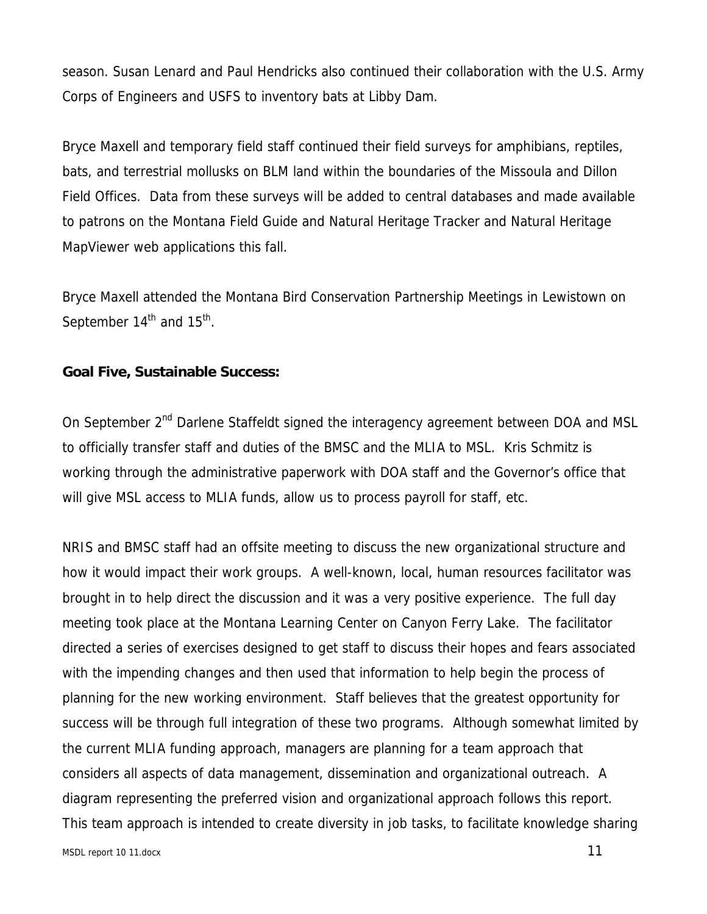season. Susan Lenard and Paul Hendricks also continued their collaboration with the U.S. Army Corps of Engineers and USFS to inventory bats at Libby Dam.

Bryce Maxell and temporary field staff continued their field surveys for amphibians, reptiles, bats, and terrestrial mollusks on BLM land within the boundaries of the Missoula and Dillon Field Offices. Data from these surveys will be added to central databases and made available to patrons on the Montana Field Guide and Natural Heritage Tracker and Natural Heritage MapViewer web applications this fall.

Bryce Maxell attended the Montana Bird Conservation Partnership Meetings in Lewistown on September 14th and 15th.

**Goal Five, Sustainable Success:**

On September 2nd Darlene Staffeldt signed the interagency agreement between DOA and MSL to officially transfer staff and duties of the BMSC and the MLIA to MSL. Kris Schmitz is working through the administrative paperwork with DOA staff and the Governor's office that will give MSL access to MLIA funds, allow us to process payroll for staff, etc.

NRIS and BMSC staff had an offsite meeting to discuss the new organizational structure and how it would impact their work groups. A well-known, local, human resources facilitator was brought in to help direct the discussion and it was a very positive experience. The full day meeting took place at the Montana Learning Center on Canyon Ferry Lake. The facilitator directed a series of exercises designed to get staff to discuss their hopes and fears associated with the impending changes and then used that information to help begin the process of planning for the new working environment. Staff believes that the greatest opportunity for success will be through full integration of these two programs. Although somewhat limited by the current MLIA funding approach, managers are planning for a team approach that considers all aspects of data management, dissemination and organizational outreach. A diagram representing the preferred vision and organizational approach follows this report. This team approach is intended to create diversity in job tasks, to facilitate knowledge sharing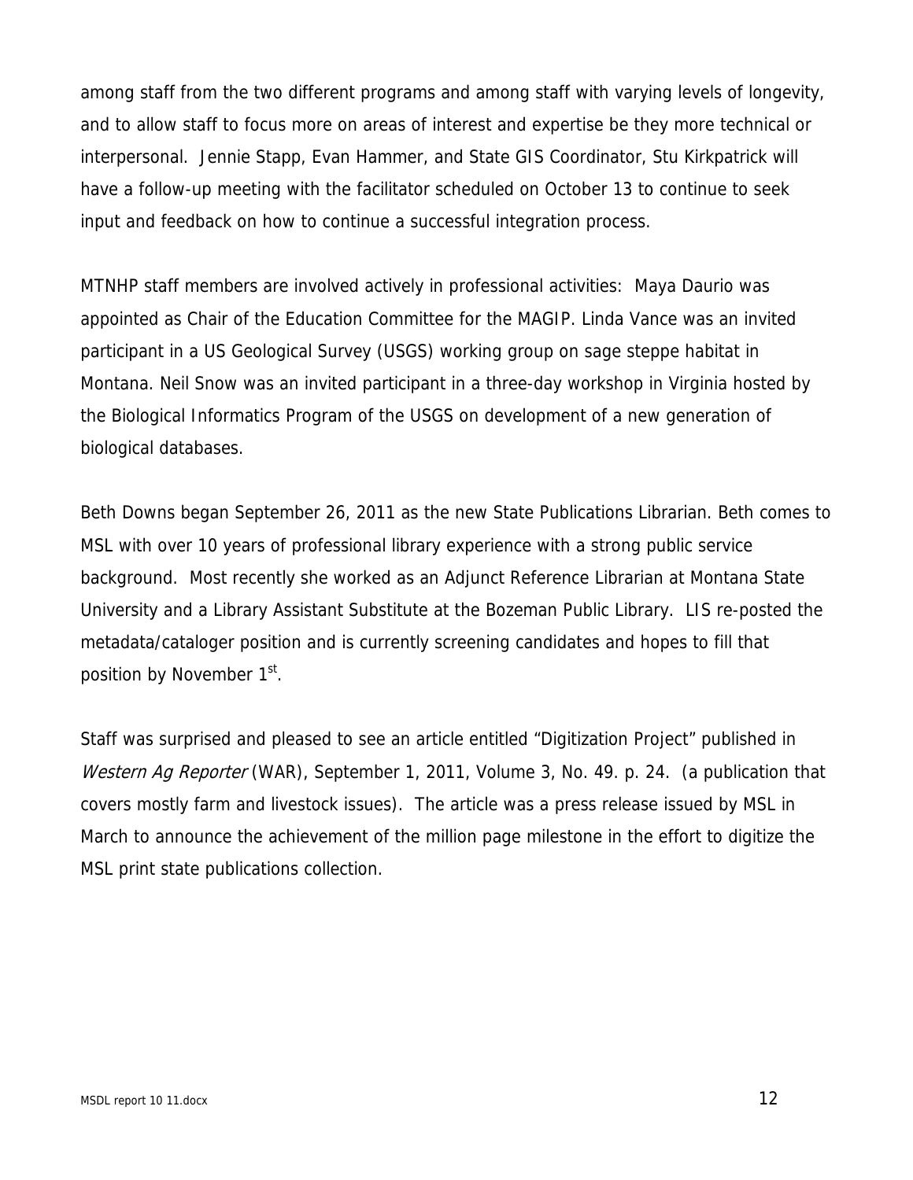among staff from the two different programs and among staff with varying levels of longevity, and to allow staff to focus more on areas of interest and expertise be they more technical or interpersonal. Jennie Stapp, Evan Hammer, and State GIS Coordinator, Stu Kirkpatrick will have a follow-up meeting with the facilitator scheduled on October 13 to continue to seek input and feedback on how to continue a successful integration process.

MTNHP staff members are involved actively in professional activities: Maya Daurio was appointed as Chair of the Education Committee for the MAGIP. Linda Vance was an invited participant in a US Geological Survey (USGS) working group on sage steppe habitat in Montana. Neil Snow was an invited participant in a three-day workshop in Virginia hosted by the Biological Informatics Program of the USGS on development of a new generation of biological databases.

Beth Downs began September 26, 2011 as the new State Publications Librarian. Beth comes to MSL with over 10 years of professional library experience with a strong public service background. Most recently she worked as an Adjunct Reference Librarian at Montana State University and a Library Assistant Substitute at the Bozeman Public Library. LIS re-posted the metadata/cataloger position and is currently screening candidates and hopes to fill that position by November 1st.

Staff was surprised and pleased to see an article entitled "Digitization Project" published in *Western Ag Reporter* (WAR), September 1, 2011, Volume 3, No. 49. p. 24. (a publication that covers mostly farm and livestock issues). The article was a press release issued by MSL in March to announce the achievement of the million page milestone in the effort to digitize the MSL print state publications collection.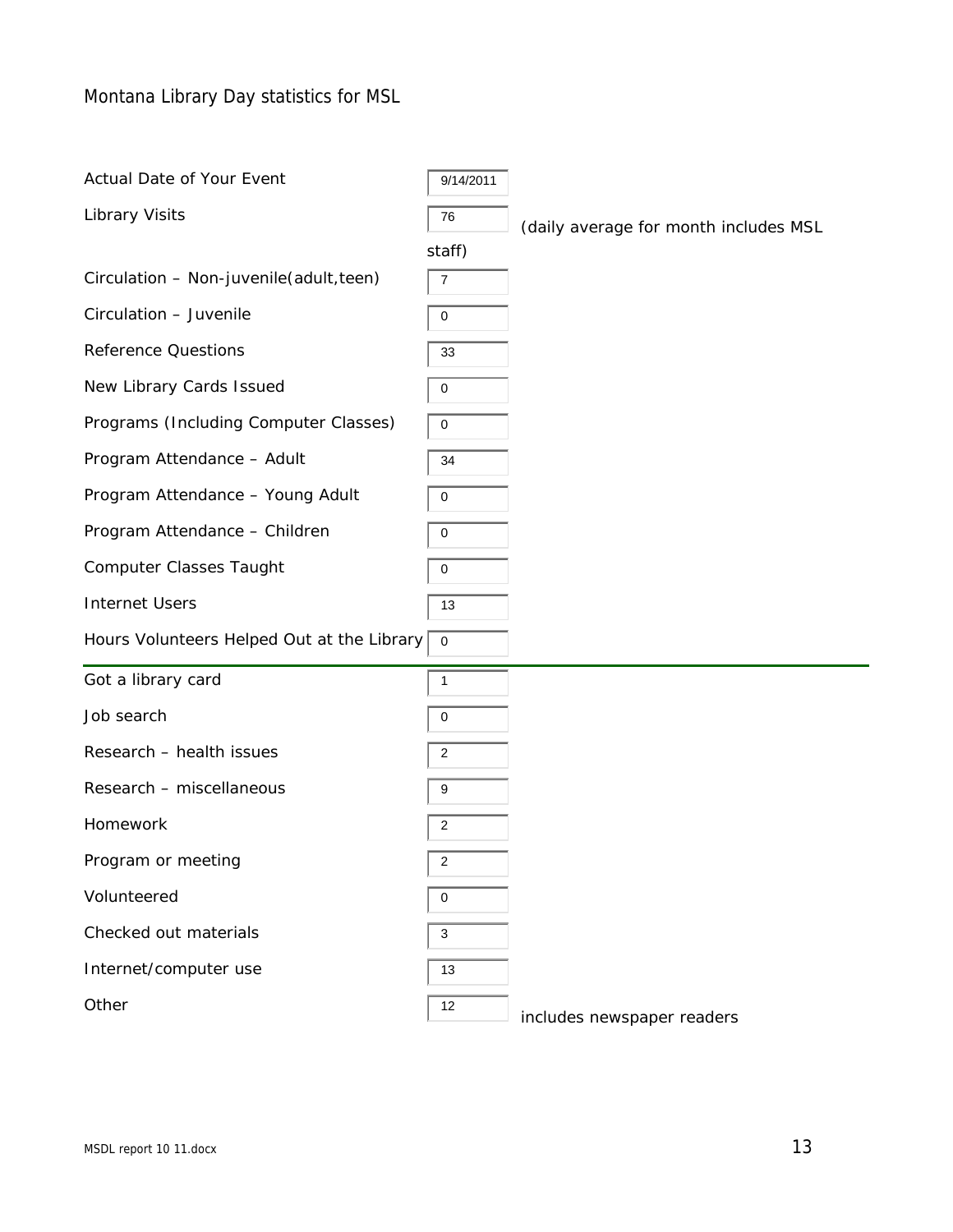Montana Library Day statistics for MSL

| Field | Value | Note |
|---|---|---|
| Actual Date of Your Event | 9/14/2011 | |
| Library Visits | 76 | (daily average for month includes MSL staff) |
| Circulation – Non-juvenile(adult,teen) | 7 | |
| Circulation – Juvenile | 0 | |
| Reference Questions | 33 | |
| New Library Cards Issued | 0 | |
| Programs (Including Computer Classes) | 0 | |
| Program Attendance – Adult | 34 | |
| Program Attendance – Young Adult | 0 | |
| Program Attendance – Children | 0 | |
| Computer Classes Taught | 0 | |
| Internet Users | 13 | |
| Hours Volunteers Helped Out at the Library | 0 | |

---

| Field | Value | Note |
|---|---|---|
| Got a library card | 1 | |
| Job search | 0 | |
| Research – health issues | 2 | |
| Research – miscellaneous | 9 | |
| Homework | 2 | |
| Program or meeting | 2 | |
| Volunteered | 0 | |
| Checked out materials | 3 | |
| Internet/computer use | 13 | |
| Other | 12 | includes newspaper readers |

MSDL report 10 11.docx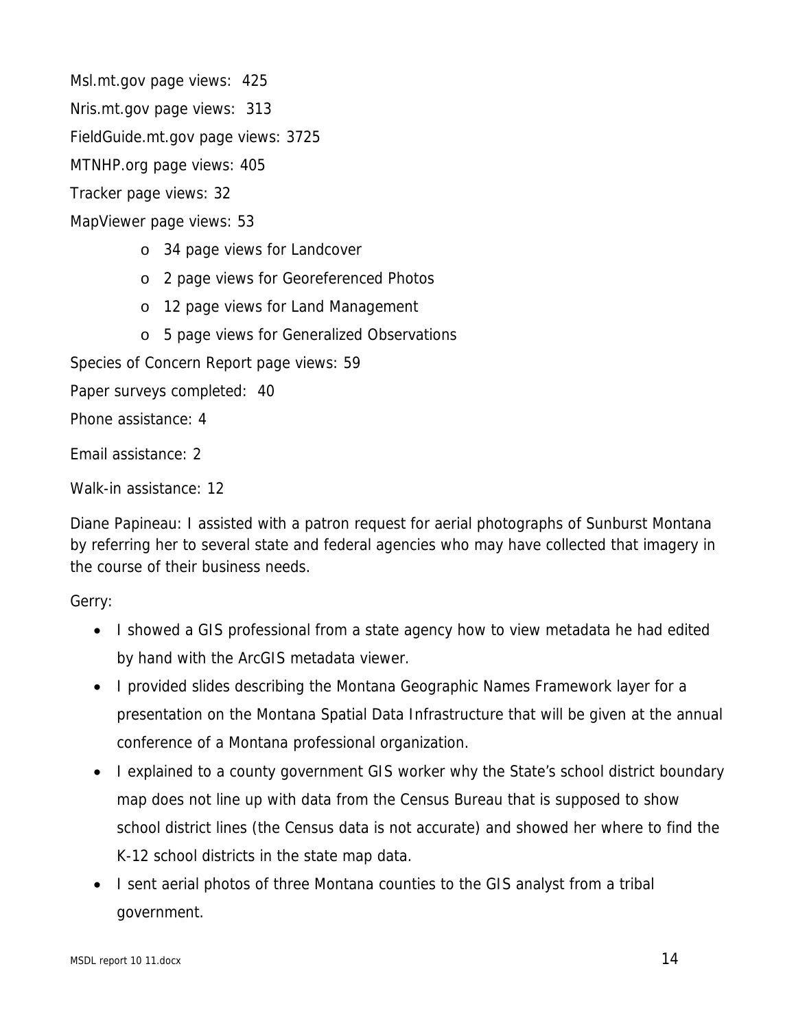Msl.mt.gov page views: 425

Nris.mt.gov page views: 313

FieldGuide.mt.gov page views: 3725

MTNHP.org page views: 405

Tracker page views: 32

MapViewer page views: 53

- 34 page views for Landcover
- 2 page views for Georeferenced Photos
- 12 page views for Land Management
- 5 page views for Generalized Observations

Species of Concern Report page views: 59

Paper surveys completed: 40

Phone assistance: 4

Email assistance: 2

Walk-in assistance: 12

Diane Papineau: I assisted with a patron request for aerial photographs of Sunburst Montana by referring her to several state and federal agencies who may have collected that imagery in the course of their business needs.

Gerry:

- I showed a GIS professional from a state agency how to view metadata he had edited by hand with the ArcGIS metadata viewer.
- I provided slides describing the Montana Geographic Names Framework layer for a presentation on the Montana Spatial Data Infrastructure that will be given at the annual conference of a Montana professional organization.
- I explained to a county government GIS worker why the State's school district boundary map does not line up with data from the Census Bureau that is supposed to show school district lines (the Census data is not accurate) and showed her where to find the K-12 school districts in the state map data.
- I sent aerial photos of three Montana counties to the GIS analyst from a tribal government.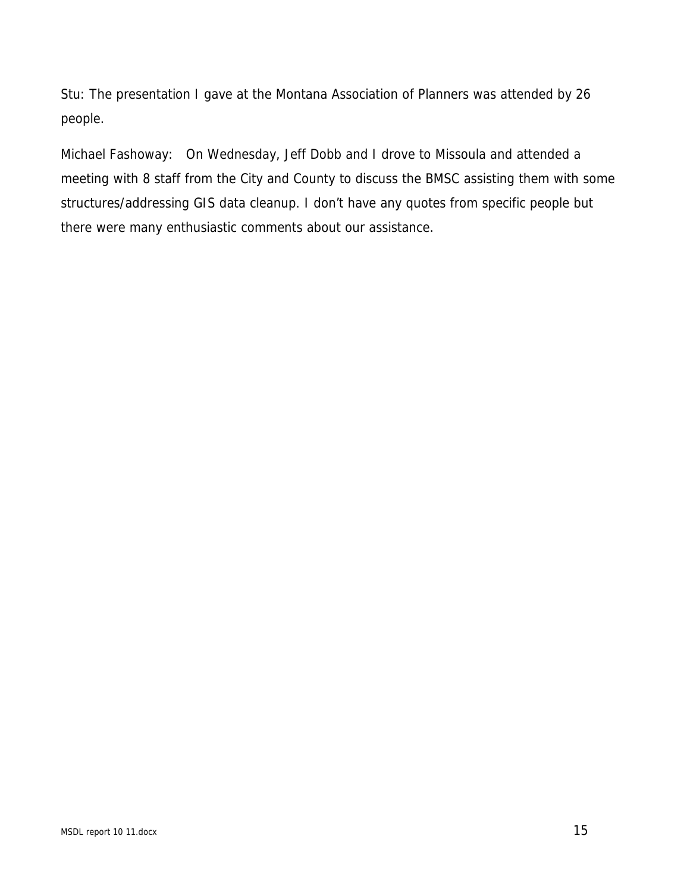Stu: The presentation I gave at the Montana Association of Planners was attended by 26 people.

Michael Fashoway: On Wednesday, Jeff Dobb and I drove to Missoula and attended a meeting with 8 staff from the City and County to discuss the BMSC assisting them with some structures/addressing GIS data cleanup. I don't have any quotes from specific people but there were many enthusiastic comments about our assistance.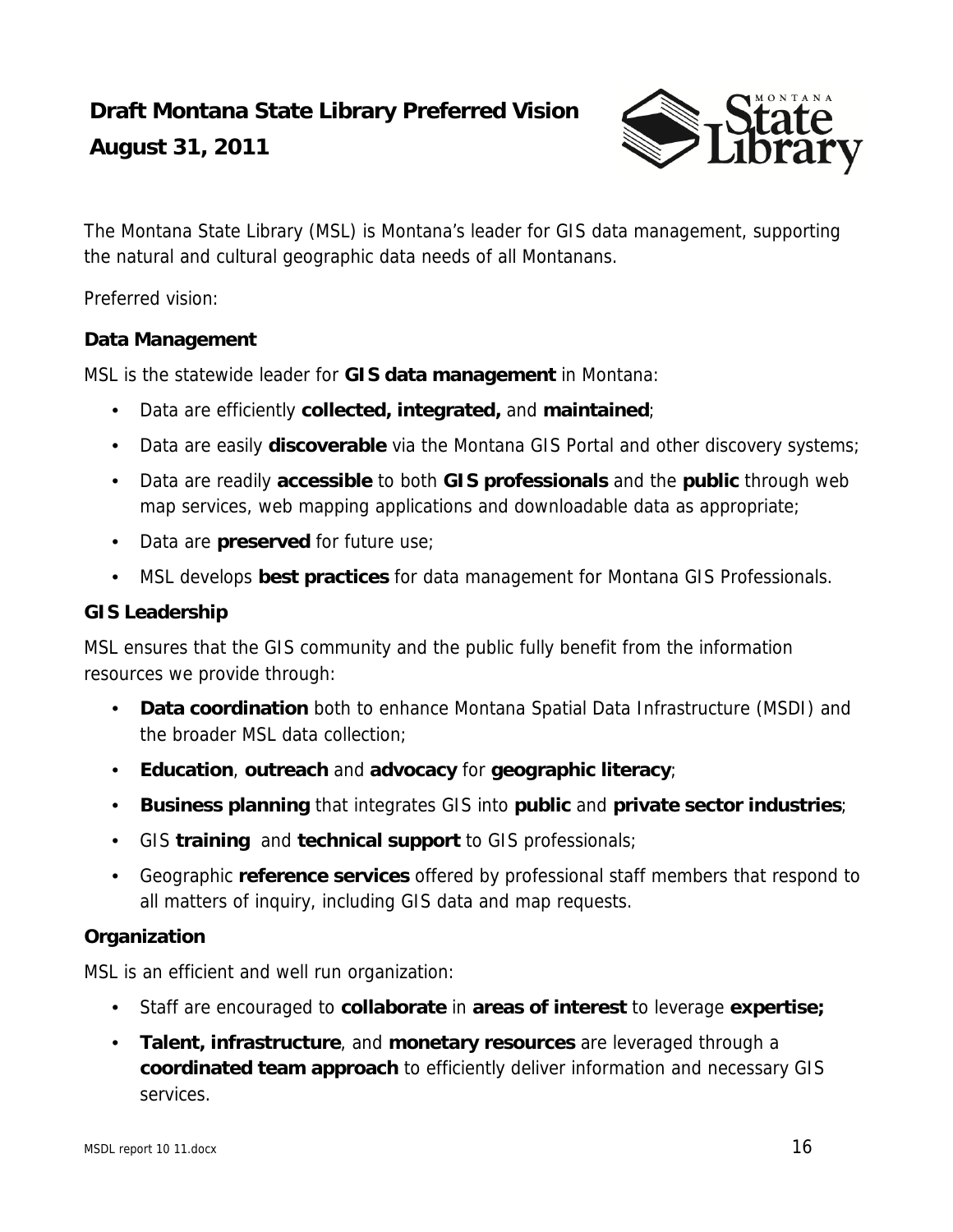# Draft Montana State Library Preferred Vision
# August 31, 2011

The Montana State Library (MSL) is Montana's leader for GIS data management, supporting the natural and cultural geographic data needs of all Montanans.

Preferred vision:

### Data Management

MSL is the statewide leader for **GIS data management** in Montana:

- Data are efficiently **collected, integrated,** and **maintained**;
- Data are easily **discoverable** via the Montana GIS Portal and other discovery systems;
- Data are readily **accessible** to both **GIS professionals** and the **public** through web map services, web mapping applications and downloadable data as appropriate;
- Data are **preserved** for future use;
- MSL develops **best practices** for data management for Montana GIS Professionals.

### GIS Leadership

MSL ensures that the GIS community and the public fully benefit from the information resources we provide through:

- **Data coordination** both to enhance Montana Spatial Data Infrastructure (MSDI) and the broader MSL data collection;
- **Education**, **outreach** and **advocacy** for **geographic literacy**;
- **Business planning** that integrates GIS into **public** and **private sector industries**;
- GIS **training** and **technical support** to GIS professionals;
- Geographic **reference services** offered by professional staff members that respond to all matters of inquiry, including GIS data and map requests.

### Organization

MSL is an efficient and well run organization:

- Staff are encouraged to **collaborate** in **areas of interest** to leverage **expertise;**
- **Talent, infrastructure**, and **monetary resources** are leveraged through a **coordinated team approach** to efficiently deliver information and necessary GIS services.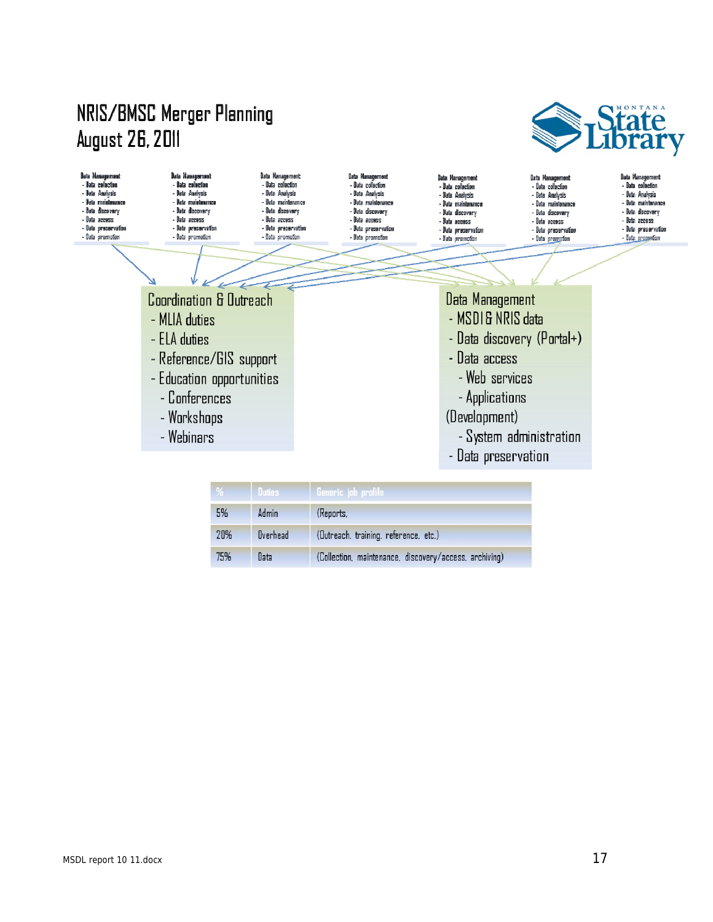# NRIS/BMSC Merger Planning
August 26, 2011

Data Management
- Data collection
- Data Analysis
- Data maintenance
- Data discovery
- Data access
- Data preservation
- Data promotion

Data Management
- Data collection
- Data Analysis
- Data maintenance
- Data discovery
- Data access
- Data preservation
- Data promotion

Data Management
- Data collection
- Data Analysis
- Data maintenance
- Data discovery
- Data access
- Data preservation
- Data promotion

Data Management
- Data collection
- Data Analysis
- Data maintenance
- Data discovery
- Data access
- Data preservation
- Data promotion

Data Management
- Data collection
- Data Analysis
- Data maintenance
- Data discovery
- Data access
- Data preservation
- Data promotion

Data Management
- Data collection
- Data Analysis
- Data maintenance
- Data discovery
- Data access
- Data preservation
- Data promotion

Data Management
- Data collection
- Data Analysis
- Data maintenance
- Data discovery
- Data access
- Data preservation
- Data promotion

Coordination & Outreach
- MLIA duties
- ELA duties
- Reference/GIS support
- Education opportunities
  - Conferences
  - Workshops
  - Webinars

Data Management
- MSDI & NRIS data
- Data discovery (Portal+)
- Data access
  - Web services
  - Applications

(Development)
  - System administration
- Data preservation

| % | Duties | Generic job profile |
|---|---|---|
| 5% | Admin | (Reports, |
| 20% | Overhead | (Outreach, training, reference, etc.) |
| 75% | Data | (Collection, maintenance, discovery/access, archiving) |

MSDL report 10 11.docx